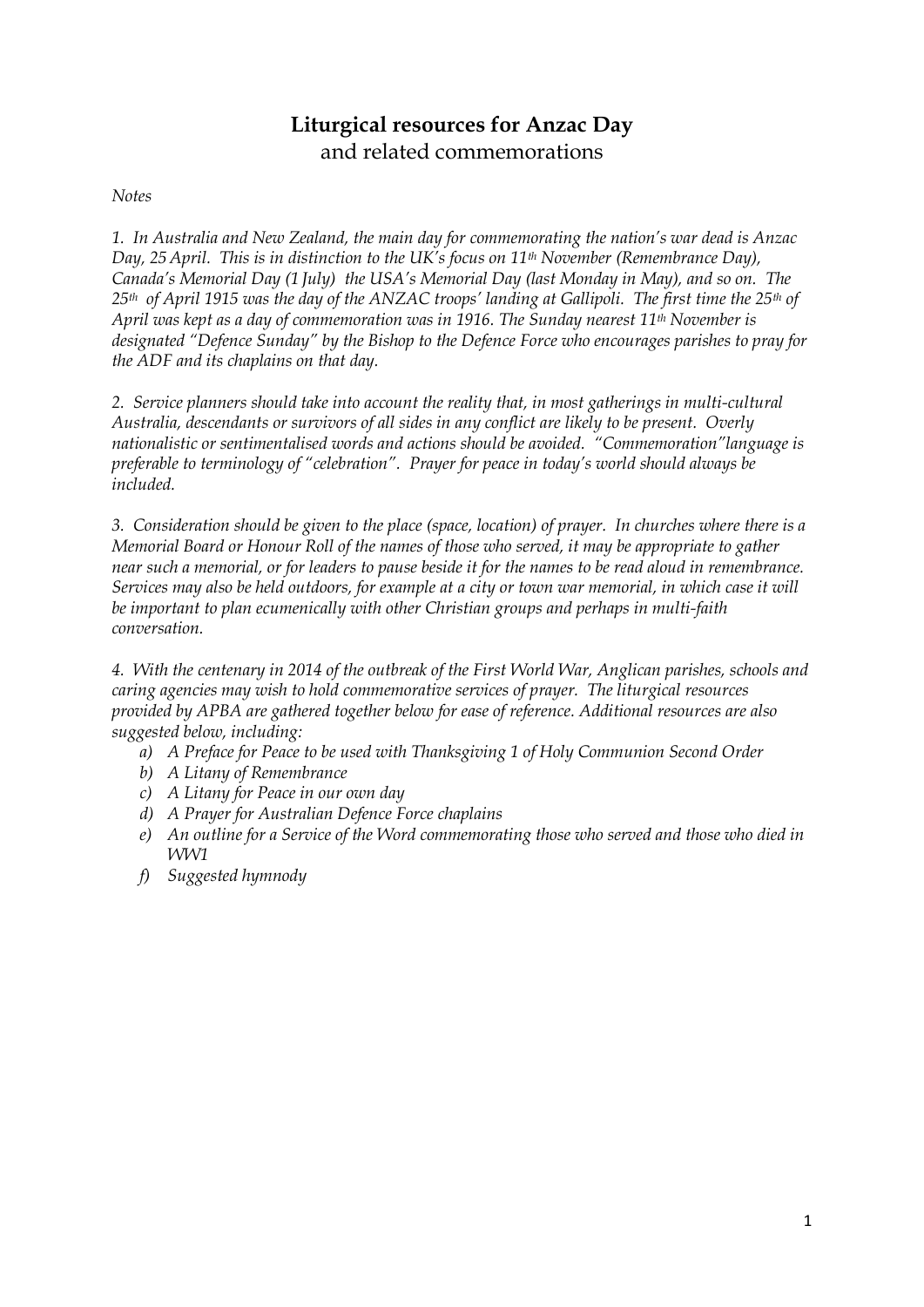# **Liturgical resources for Anzac Day**
## and related commemorations

*Notes*

*1. In Australia and New Zealand, the main day for commemorating the nation's war dead is Anzac Day, 25 April. This is in distinction to the UK's focus on 11th November (Remembrance Day), Canada's Memorial Day (1 July) the USA's Memorial Day (last Monday in May), and so on. The 25th of April 1915 was the day of the ANZAC troops' landing at Gallipoli. The first time the 25th of April was kept as a day of commemoration was in 1916. The Sunday nearest 11th November is designated "Defence Sunday" by the Bishop to the Defence Force who encourages parishes to pray for the ADF and its chaplains on that day.*

*2. Service planners should take into account the reality that, in most gatherings in multi-cultural Australia, descendants or survivors of all sides in any conflict are likely to be present. Overly nationalistic or sentimentalised words and actions should be avoided. "Commemoration"language is preferable to terminology of "celebration". Prayer for peace in today's world should always be included.*

*3. Consideration should be given to the place (space, location) of prayer. In churches where there is a Memorial Board or Honour Roll of the names of those who served, it may be appropriate to gather near such a memorial, or for leaders to pause beside it for the names to be read aloud in remembrance. Services may also be held outdoors, for example at a city or town war memorial, in which case it will be important to plan ecumenically with other Christian groups and perhaps in multi-faith conversation.*

*4. With the centenary in 2014 of the outbreak of the First World War, Anglican parishes, schools and caring agencies may wish to hold commemorative services of prayer. The liturgical resources provided by APBA are gathered together below for ease of reference. Additional resources are also suggested below, including:*

- *a) A Preface for Peace to be used with Thanksgiving 1 of Holy Communion Second Order*
- *b) A Litany of Remembrance*
- *c) A Litany for Peace in our own day*
- *d) A Prayer for Australian Defence Force chaplains*
- *e) An outline for a Service of the Word commemorating those who served and those who died in WW1*
- *f) Suggested hymnody*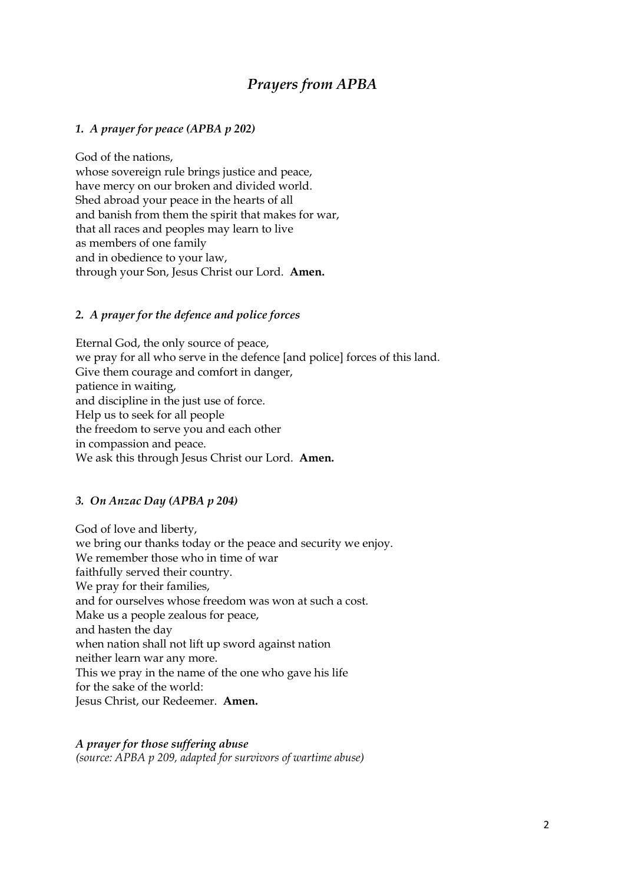# *Prayers from APBA*

### *1. A prayer for peace (APBA p 202)*

God of the nations,
whose sovereign rule brings justice and peace,
have mercy on our broken and divided world.
Shed abroad your peace in the hearts of all
and banish from them the spirit that makes for war,
that all races and peoples may learn to live
as members of one family
and in obedience to your law,
through your Son, Jesus Christ our Lord. **Amen.**

### *2. A prayer for the defence and police forces*

Eternal God, the only source of peace,
we pray for all who serve in the defence [and police] forces of this land.
Give them courage and comfort in danger,
patience in waiting,
and discipline in the just use of force.
Help us to seek for all people
the freedom to serve you and each other
in compassion and peace.
We ask this through Jesus Christ our Lord. **Amen.**

### *3. On Anzac Day (APBA p 204)*

God of love and liberty,
we bring our thanks today or the peace and security we enjoy.
We remember those who in time of war
faithfully served their country.
We pray for their families,
and for ourselves whose freedom was won at such a cost.
Make us a people zealous for peace,
and hasten the day
when nation shall not lift up sword against nation
neither learn war any more.
This we pray in the name of the one who gave his life
for the sake of the world:
Jesus Christ, our Redeemer. **Amen.**

### *A prayer for those suffering abuse*

*(source: APBA p 209, adapted for survivors of wartime abuse)*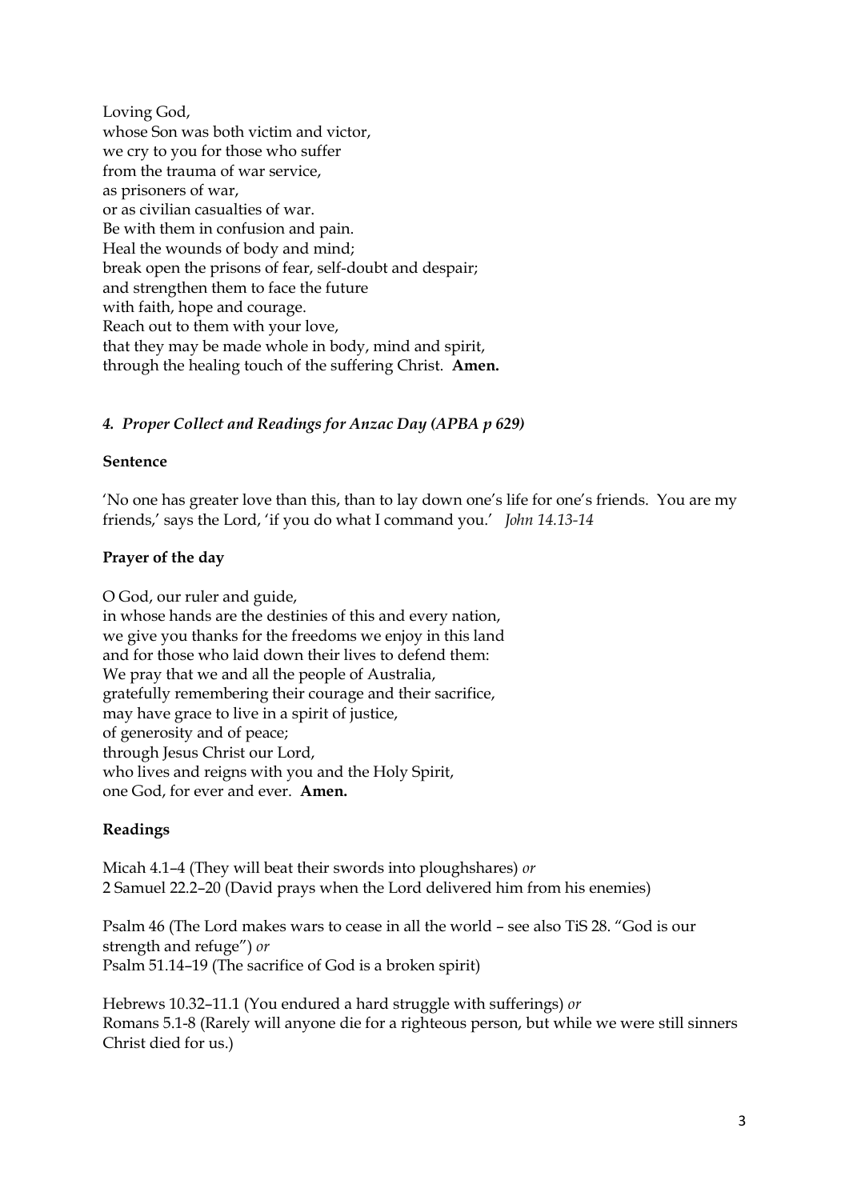Loving God,  
whose Son was both victim and victor,  
we cry to you for those who suffer  
from the trauma of war service,  
as prisoners of war,  
or as civilian casualties of war.  
Be with them in confusion and pain.  
Heal the wounds of body and mind;  
break open the prisons of fear, self-doubt and despair;  
and strengthen them to face the future  
with faith, hope and courage.  
Reach out to them with your love,  
that they may be made whole in body, mind and spirit,  
through the healing touch of the suffering Christ. **Amen.**

#### *4. Proper Collect and Readings for Anzac Day (APBA p 629)*

**Sentence**

'No one has greater love than this, than to lay down one's life for one's friends. You are my friends,' says the Lord, 'if you do what I command you.' *John 14.13-14*

**Prayer of the day**

O God, our ruler and guide,  
in whose hands are the destinies of this and every nation,  
we give you thanks for the freedoms we enjoy in this land  
and for those who laid down their lives to defend them:  
We pray that we and all the people of Australia,  
gratefully remembering their courage and their sacrifice,  
may have grace to live in a spirit of justice,  
of generosity and of peace;  
through Jesus Christ our Lord,  
who lives and reigns with you and the Holy Spirit,  
one God, for ever and ever. **Amen.**

**Readings**

Micah 4.1–4 (They will beat their swords into ploughshares) *or*  
2 Samuel 22.2–20 (David prays when the Lord delivered him from his enemies)

Psalm 46 (The Lord makes wars to cease in all the world – see also TiS 28. "God is our strength and refuge") *or*  
Psalm 51.14–19 (The sacrifice of God is a broken spirit)

Hebrews 10.32–11.1 (You endured a hard struggle with sufferings) *or*  
Romans 5.1-8 (Rarely will anyone die for a righteous person, but while we were still sinners Christ died for us.)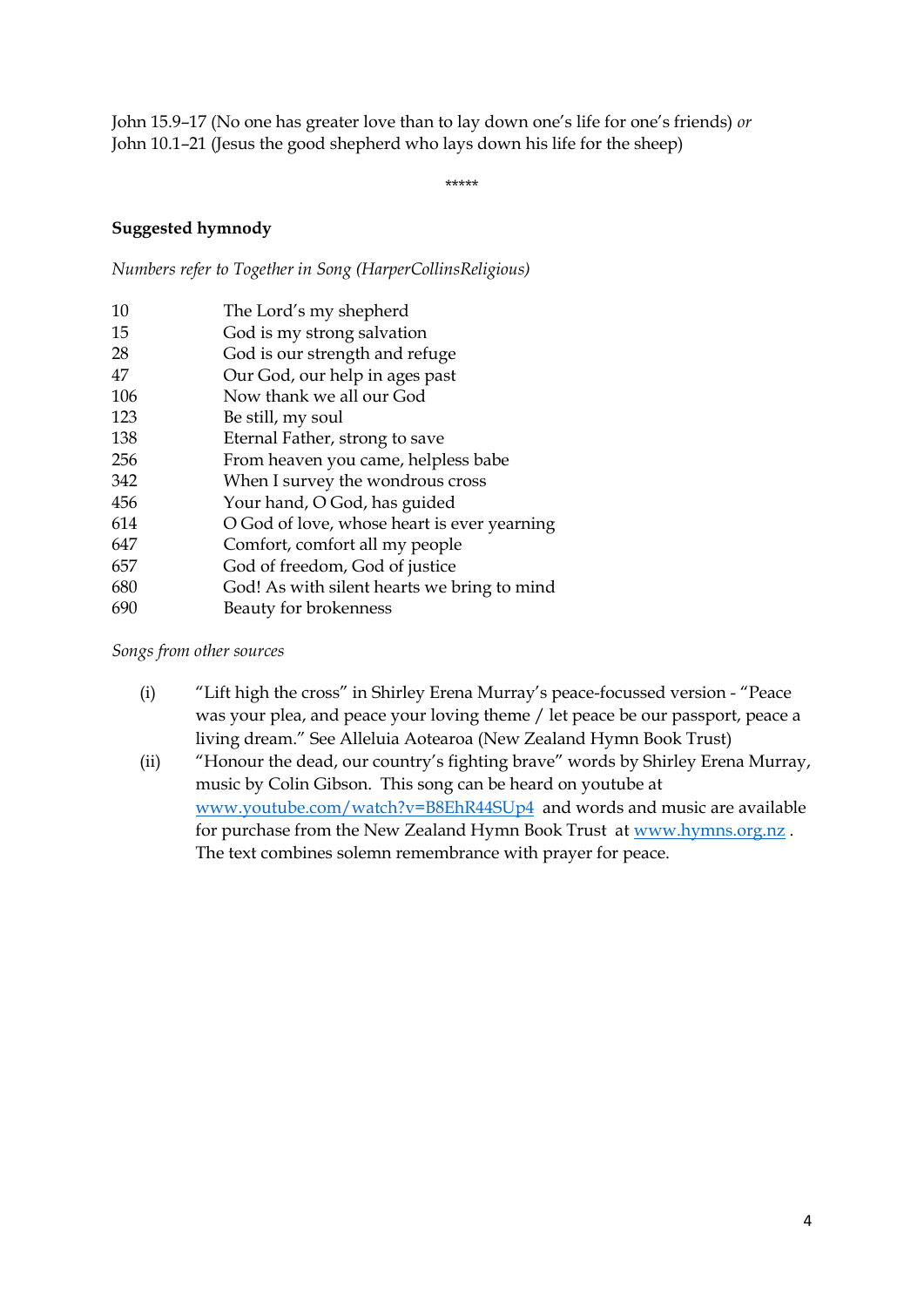John 15.9–17 (No one has greater love than to lay down one's life for one's friends) *or*
John 10.1–21 (Jesus the good shepherd who lays down his life for the sheep)

\*\*\*\*\*

**Suggested hymnody**

*Numbers refer to Together in Song (HarperCollinsReligious)*

| | |
|---|---|
| 10 | The Lord's my shepherd |
| 15 | God is my strong salvation |
| 28 | God is our strength and refuge |
| 47 | Our God, our help in ages past |
| 106 | Now thank we all our God |
| 123 | Be still, my soul |
| 138 | Eternal Father, strong to save |
| 256 | From heaven you came, helpless babe |
| 342 | When I survey the wondrous cross |
| 456 | Your hand, O God, has guided |
| 614 | O God of love, whose heart is ever yearning |
| 647 | Comfort, comfort all my people |
| 657 | God of freedom, God of justice |
| 680 | God! As with silent hearts we bring to mind |
| 690 | Beauty for brokenness |

*Songs from other sources*

(i) "Lift high the cross" in Shirley Erena Murray's peace-focussed version - "Peace was your plea, and peace your loving theme / let peace be our passport, peace a living dream." See Alleluia Aotearoa (New Zealand Hymn Book Trust)

(ii) "Honour the dead, our country's fighting brave" words by Shirley Erena Murray, music by Colin Gibson. This song can be heard on youtube at [www.youtube.com/watch?v=B8EhR44SUp4](http://www.youtube.com/watch?v=B8EhR44SUp4) and words and music are available for purchase from the New Zealand Hymn Book Trust at [www.hymns.org.nz](http://www.hymns.org.nz) . The text combines solemn remembrance with prayer for peace.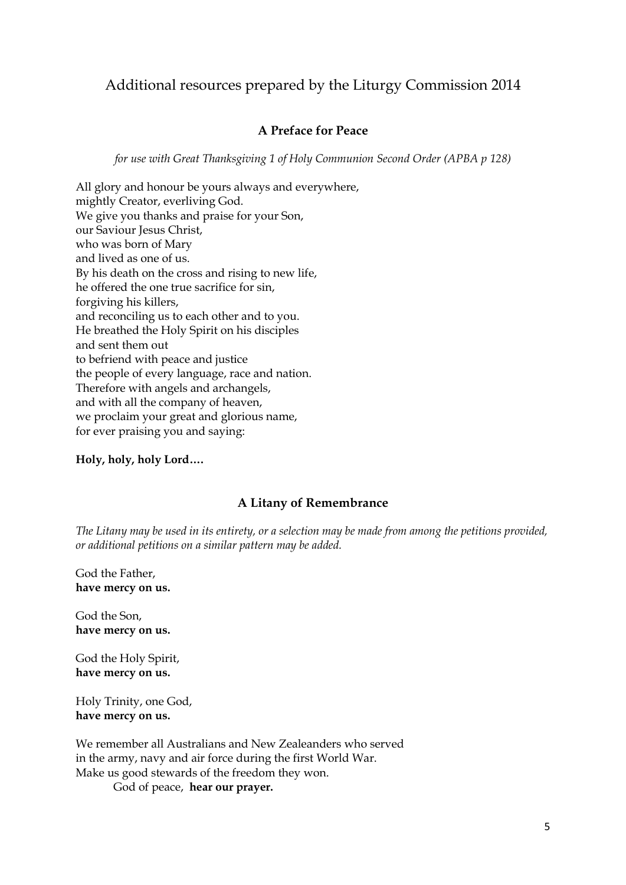# Additional resources prepared by the Liturgy Commission 2014

### A Preface for Peace

*for use with Great Thanksgiving 1 of Holy Communion Second Order (APBA p 128)*

All glory and honour be yours always and everywhere,
mightly Creator, everliving God.
We give you thanks and praise for your Son,
our Saviour Jesus Christ,
who was born of Mary
and lived as one of us.
By his death on the cross and rising to new life,
he offered the one true sacrifice for sin,
forgiving his killers,
and reconciling us to each other and to you.
He breathed the Holy Spirit on his disciples
and sent them out
to befriend with peace and justice
the people of every language, race and nation.
Therefore with angels and archangels,
and with all the company of heaven,
we proclaim your great and glorious name,
for ever praising you and saying:

**Holy, holy, holy Lord….**

### A Litany of Remembrance

*The Litany may be used in its entirety, or a selection may be made from among the petitions provided, or additional petitions on a similar pattern may be added.*

God the Father,
**have mercy on us.**

God the Son,
**have mercy on us.**

God the Holy Spirit,
**have mercy on us.**

Holy Trinity, one God,
**have mercy on us.**

We remember all Australians and New Zealeanders who served
in the army, navy and air force during the first World War.
Make us good stewards of the freedom they won.
God of peace, **hear our prayer.**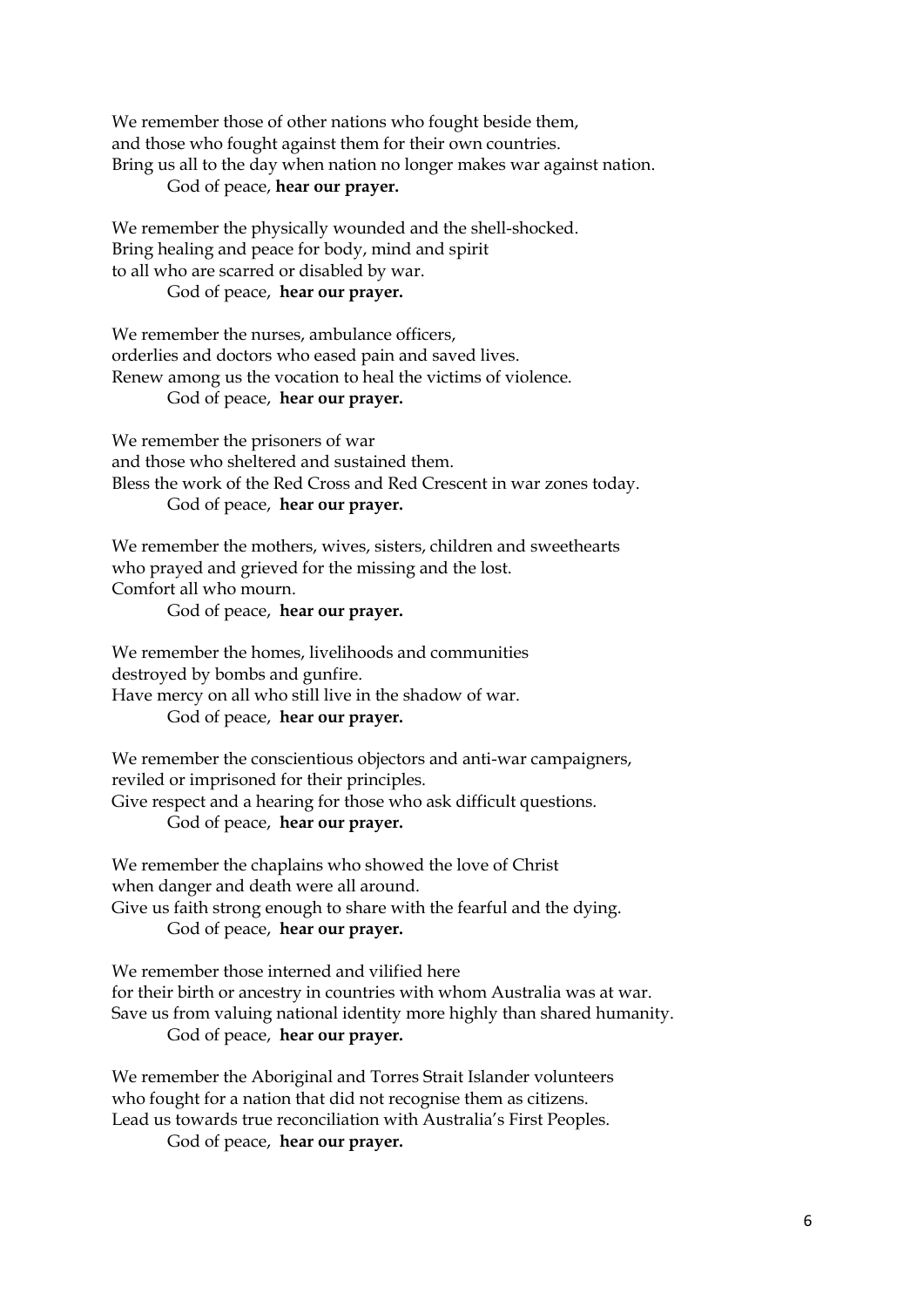We remember those of other nations who fought beside them,
and those who fought against them for their own countries.
Bring us all to the day when nation no longer makes war against nation.
God of peace, **hear our prayer.**

We remember the physically wounded and the shell-shocked.
Bring healing and peace for body, mind and spirit
to all who are scarred or disabled by war.
God of peace, **hear our prayer.**

We remember the nurses, ambulance officers,
orderlies and doctors who eased pain and saved lives.
Renew among us the vocation to heal the victims of violence.
God of peace, **hear our prayer.**

We remember the prisoners of war
and those who sheltered and sustained them.
Bless the work of the Red Cross and Red Crescent in war zones today.
God of peace, **hear our prayer.**

We remember the mothers, wives, sisters, children and sweethearts
who prayed and grieved for the missing and the lost.
Comfort all who mourn.
God of peace, **hear our prayer.**

We remember the homes, livelihoods and communities
destroyed by bombs and gunfire.
Have mercy on all who still live in the shadow of war.
God of peace, **hear our prayer.**

We remember the conscientious objectors and anti-war campaigners,
reviled or imprisoned for their principles.
Give respect and a hearing for those who ask difficult questions.
God of peace, **hear our prayer.**

We remember the chaplains who showed the love of Christ
when danger and death were all around.
Give us faith strong enough to share with the fearful and the dying.
God of peace, **hear our prayer.**

We remember those interned and vilified here
for their birth or ancestry in countries with whom Australia was at war.
Save us from valuing national identity more highly than shared humanity.
God of peace, **hear our prayer.**

We remember the Aboriginal and Torres Strait Islander volunteers
who fought for a nation that did not recognise them as citizens.
Lead us towards true reconciliation with Australia's First Peoples.
God of peace, **hear our prayer.**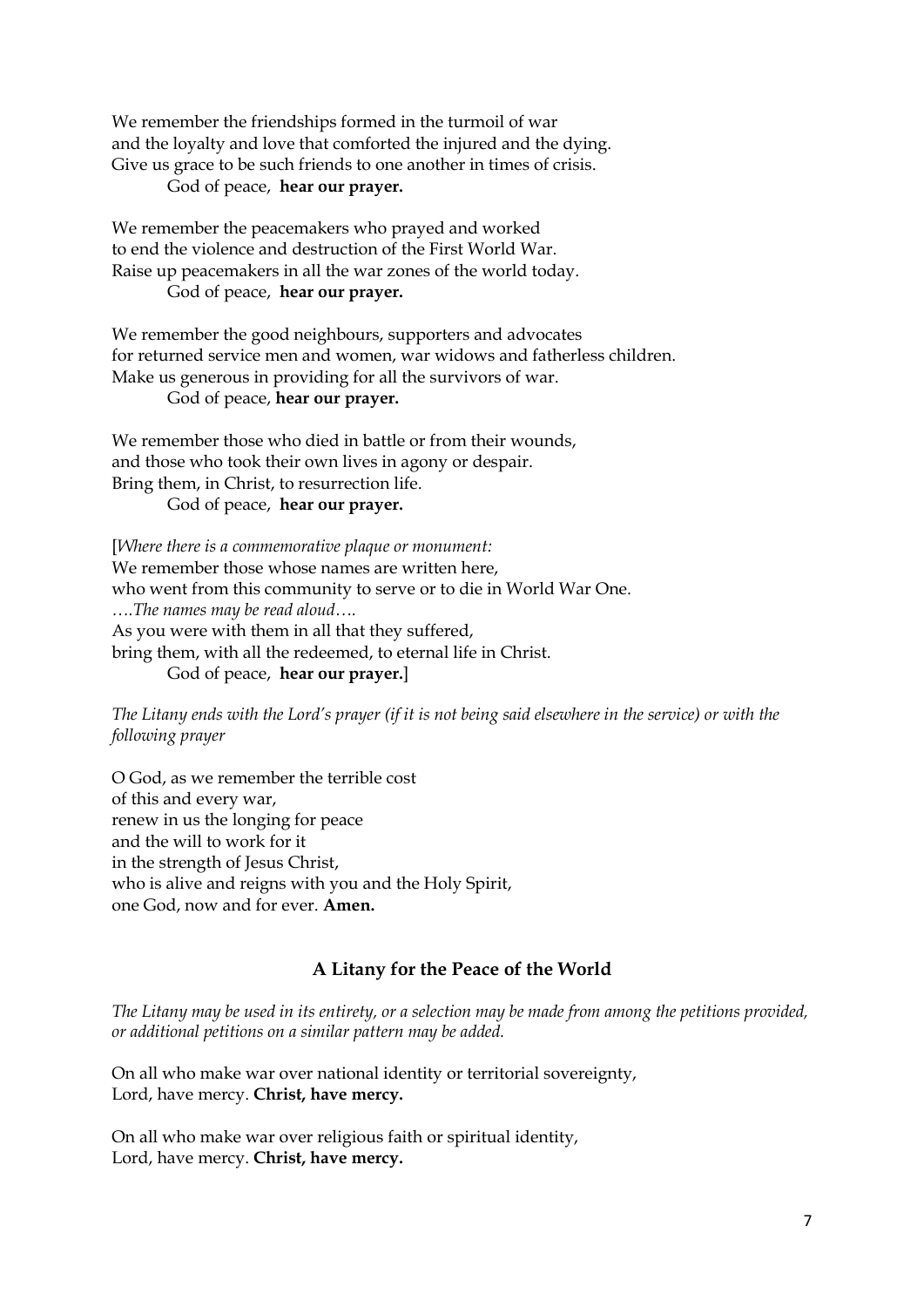We remember the friendships formed in the turmoil of war
and the loyalty and love that comforted the injured and the dying.
Give us grace to be such friends to one another in times of crisis.
God of peace, **hear our prayer.**

We remember the peacemakers who prayed and worked
to end the violence and destruction of the First World War.
Raise up peacemakers in all the war zones of the world today.
God of peace, **hear our prayer.**

We remember the good neighbours, supporters and advocates
for returned service men and women, war widows and fatherless children.
Make us generous in providing for all the survivors of war.
God of peace, **hear our prayer.**

We remember those who died in battle or from their wounds,
and those who took their own lives in agony or despair.
Bring them, in Christ, to resurrection life.
God of peace, **hear our prayer.**

[*Where there is a commemorative plaque or monument:*
We remember those whose names are written here,
who went from this community to serve or to die in World War One.
*….The names may be read aloud….*
As you were with them in all that they suffered,
bring them, with all the redeemed, to eternal life in Christ.
God of peace, **hear our prayer.**]

*The Litany ends with the Lord's prayer (if it is not being said elsewhere in the service) or with the following prayer*

O God, as we remember the terrible cost
of this and every war,
renew in us the longing for peace
and the will to work for it
in the strength of Jesus Christ,
who is alive and reigns with you and the Holy Spirit,
one God, now and for ever. **Amen.**

## A Litany for the Peace of the World

*The Litany may be used in its entirety, or a selection may be made from among the petitions provided, or additional petitions on a similar pattern may be added.*

On all who make war over national identity or territorial sovereignty,
Lord, have mercy. **Christ, have mercy.**

On all who make war over religious faith or spiritual identity,
Lord, have mercy. **Christ, have mercy.**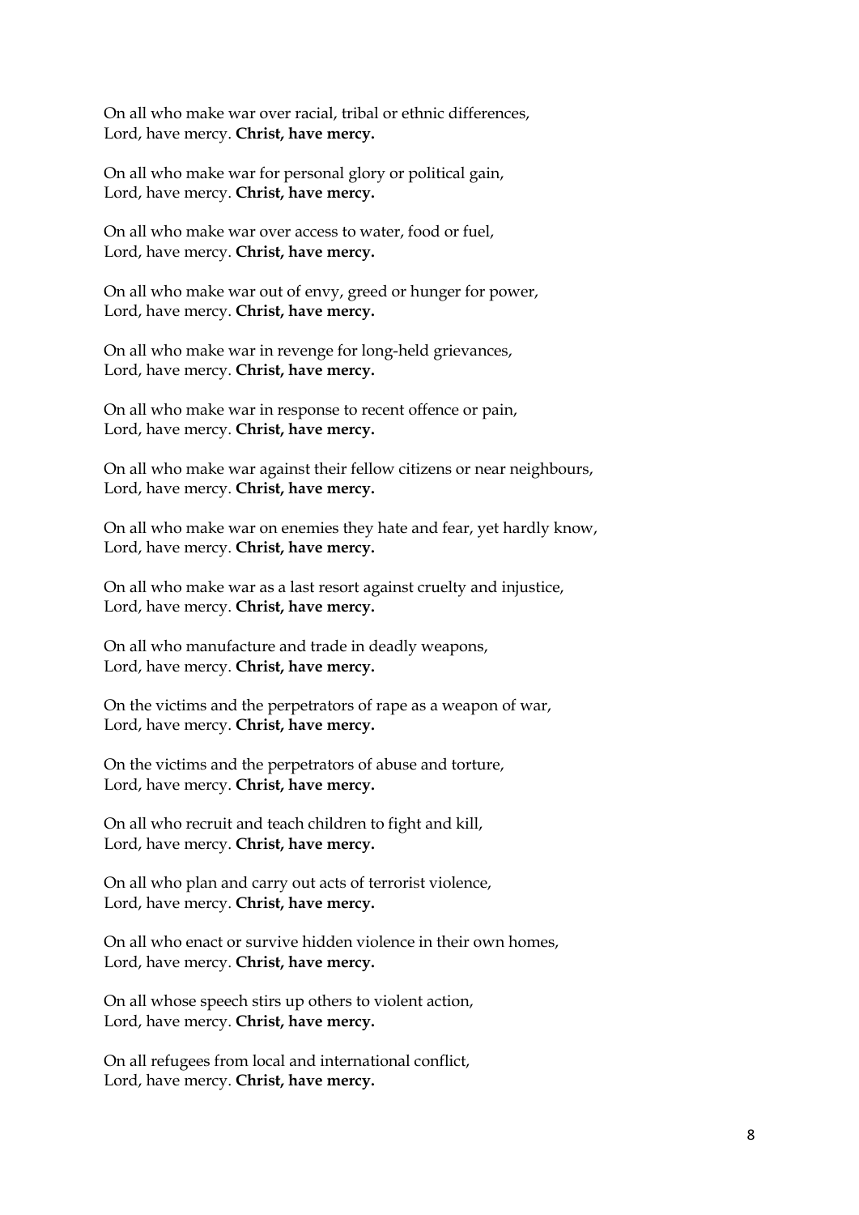On all who make war over racial, tribal or ethnic differences,
Lord, have mercy. **Christ, have mercy.**

On all who make war for personal glory or political gain,
Lord, have mercy. **Christ, have mercy.**

On all who make war over access to water, food or fuel,
Lord, have mercy. **Christ, have mercy.**

On all who make war out of envy, greed or hunger for power,
Lord, have mercy. **Christ, have mercy.**

On all who make war in revenge for long-held grievances,
Lord, have mercy. **Christ, have mercy.**

On all who make war in response to recent offence or pain,
Lord, have mercy. **Christ, have mercy.**

On all who make war against their fellow citizens or near neighbours,
Lord, have mercy. **Christ, have mercy.**

On all who make war on enemies they hate and fear, yet hardly know,
Lord, have mercy. **Christ, have mercy.**

On all who make war as a last resort against cruelty and injustice,
Lord, have mercy. **Christ, have mercy.**

On all who manufacture and trade in deadly weapons,
Lord, have mercy. **Christ, have mercy.**

On the victims and the perpetrators of rape as a weapon of war,
Lord, have mercy. **Christ, have mercy.**

On the victims and the perpetrators of abuse and torture,
Lord, have mercy. **Christ, have mercy.**

On all who recruit and teach children to fight and kill,
Lord, have mercy. **Christ, have mercy.**

On all who plan and carry out acts of terrorist violence,
Lord, have mercy. **Christ, have mercy.**

On all who enact or survive hidden violence in their own homes,
Lord, have mercy. **Christ, have mercy.**

On all whose speech stirs up others to violent action,
Lord, have mercy. **Christ, have mercy.**

On all refugees from local and international conflict,
Lord, have mercy. **Christ, have mercy.**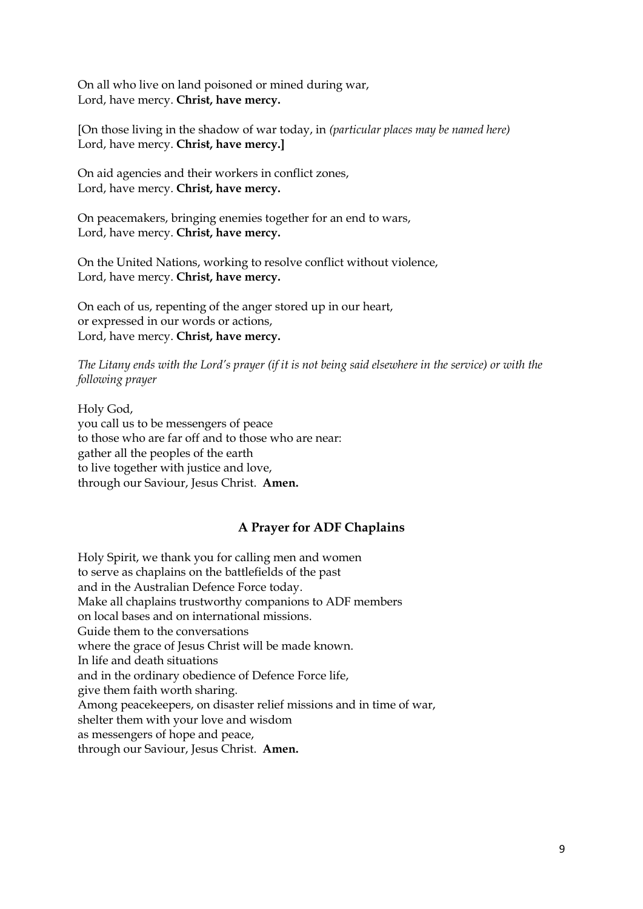On all who live on land poisoned or mined during war,
Lord, have mercy. **Christ, have mercy.**

[On those living in the shadow of war today, in *(particular places may be named here)*
Lord, have mercy. **Christ, have mercy.]**

On aid agencies and their workers in conflict zones,
Lord, have mercy. **Christ, have mercy.**

On peacemakers, bringing enemies together for an end to wars,
Lord, have mercy. **Christ, have mercy.**

On the United Nations, working to resolve conflict without violence,
Lord, have mercy. **Christ, have mercy.**

On each of us, repenting of the anger stored up in our heart,
or expressed in our words or actions,
Lord, have mercy. **Christ, have mercy.**

*The Litany ends with the Lord's prayer (if it is not being said elsewhere in the service) or with the following prayer*

Holy God,
you call us to be messengers of peace
to those who are far off and to those who are near:
gather all the peoples of the earth
to live together with justice and love,
through our Saviour, Jesus Christ. **Amen.**

## A Prayer for ADF Chaplains

Holy Spirit, we thank you for calling men and women
to serve as chaplains on the battlefields of the past
and in the Australian Defence Force today.
Make all chaplains trustworthy companions to ADF members
on local bases and on international missions.
Guide them to the conversations
where the grace of Jesus Christ will be made known.
In life and death situations
and in the ordinary obedience of Defence Force life,
give them faith worth sharing.
Among peacekeepers, on disaster relief missions and in time of war,
shelter them with your love and wisdom
as messengers of hope and peace,
through our Saviour, Jesus Christ. **Amen.**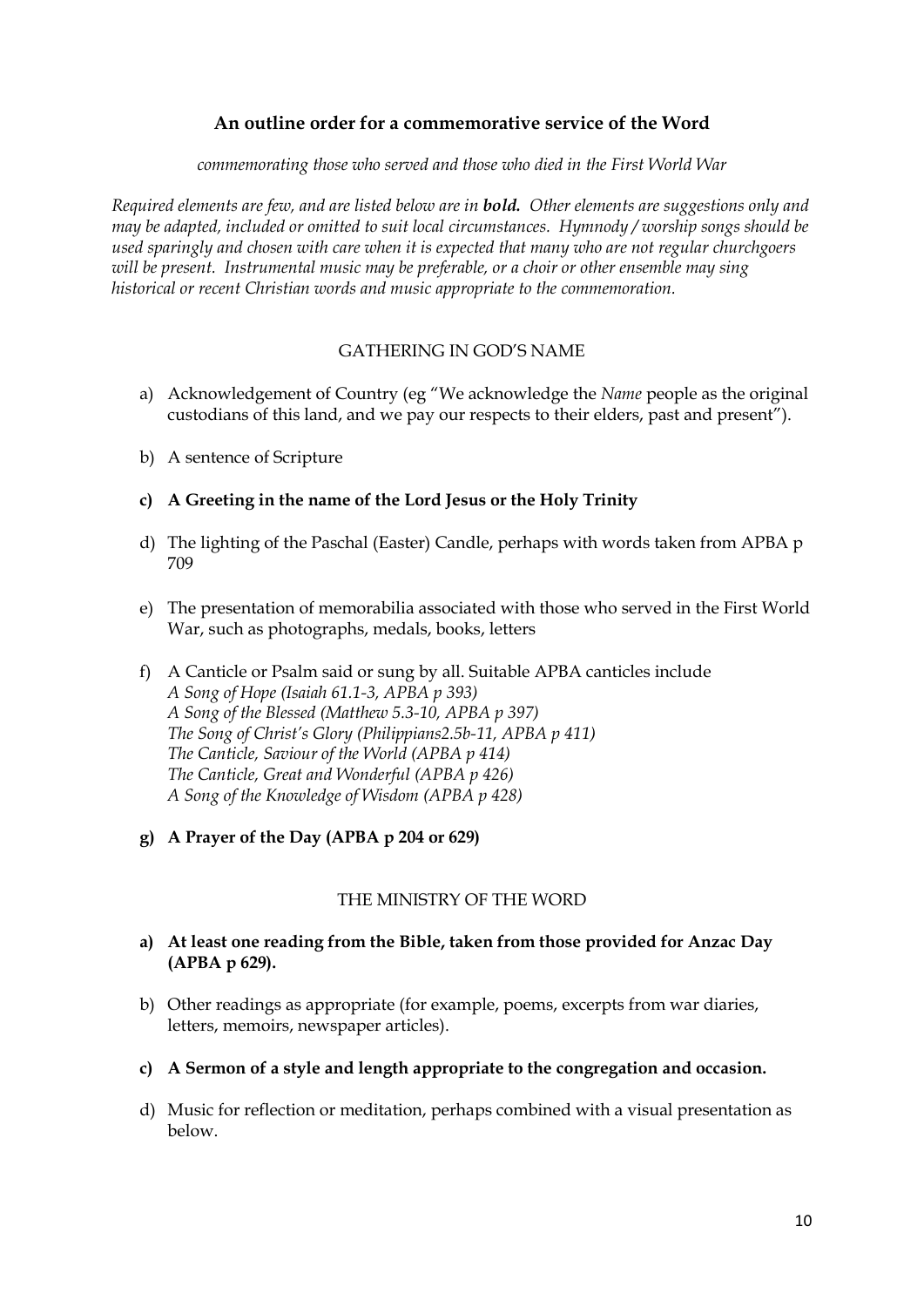## An outline order for a commemorative service of the Word

*commemorating those who served and those who died in the First World War*

*Required elements are few, and are listed below are in **bold.** Other elements are suggestions only and may be adapted, included or omitted to suit local circumstances. Hymnody / worship songs should be used sparingly and chosen with care when it is expected that many who are not regular churchgoers will be present. Instrumental music may be preferable, or a choir or other ensemble may sing historical or recent Christian words and music appropriate to the commemoration.*

### GATHERING IN GOD'S NAME

a) Acknowledgement of Country (eg "We acknowledge the *Name* people as the original custodians of this land, and we pay our respects to their elders, past and present").

b) A sentence of Scripture

**c) A Greeting in the name of the Lord Jesus or the Holy Trinity**

d) The lighting of the Paschal (Easter) Candle, perhaps with words taken from APBA p 709

e) The presentation of memorabilia associated with those who served in the First World War, such as photographs, medals, books, letters

f) A Canticle or Psalm said or sung by all. Suitable APBA canticles include
*A Song of Hope (Isaiah 61.1-3, APBA p 393)*
*A Song of the Blessed (Matthew 5.3-10, APBA p 397)*
*The Song of Christ's Glory (Philippians2.5b-11, APBA p 411)*
*The Canticle, Saviour of the World (APBA p 414)*
*The Canticle, Great and Wonderful (APBA p 426)*
*A Song of the Knowledge of Wisdom (APBA p 428)*

**g) A Prayer of the Day (APBA p 204 or 629)**

### THE MINISTRY OF THE WORD

**a) At least one reading from the Bible, taken from those provided for Anzac Day (APBA p 629).**

b) Other readings as appropriate (for example, poems, excerpts from war diaries, letters, memoirs, newspaper articles).

**c) A Sermon of a style and length appropriate to the congregation and occasion.**

d) Music for reflection or meditation, perhaps combined with a visual presentation as below.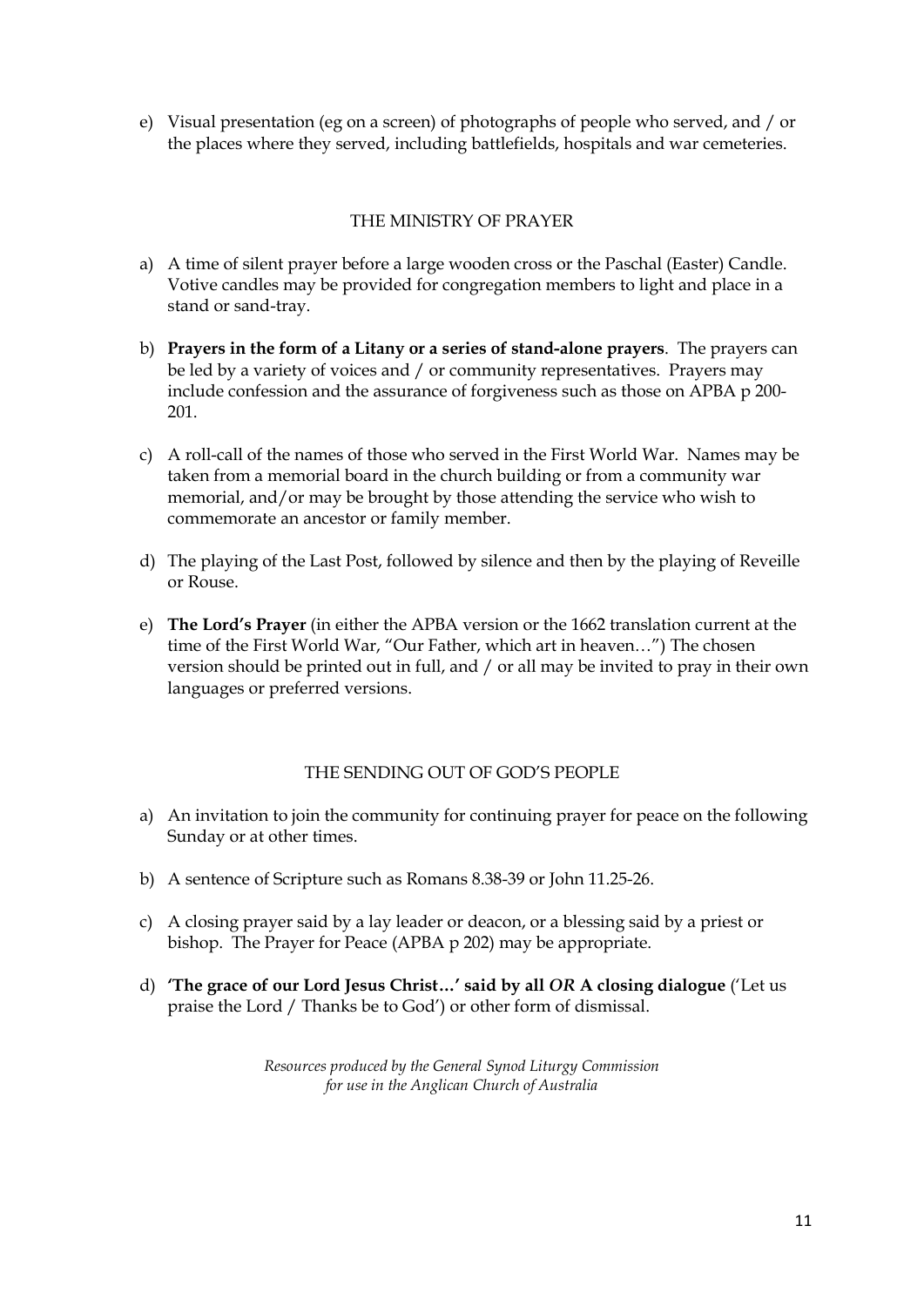e) Visual presentation (eg on a screen) of photographs of people who served, and / or the places where they served, including battlefields, hospitals and war cemeteries.

## THE MINISTRY OF PRAYER

a) A time of silent prayer before a large wooden cross or the Paschal (Easter) Candle. Votive candles may be provided for congregation members to light and place in a stand or sand-tray.

b) **Prayers in the form of a Litany or a series of stand-alone prayers**. The prayers can be led by a variety of voices and / or community representatives. Prayers may include confession and the assurance of forgiveness such as those on APBA p 200-201.

c) A roll-call of the names of those who served in the First World War. Names may be taken from a memorial board in the church building or from a community war memorial, and/or may be brought by those attending the service who wish to commemorate an ancestor or family member.

d) The playing of the Last Post, followed by silence and then by the playing of Reveille or Rouse.

e) **The Lord's Prayer** (in either the APBA version or the 1662 translation current at the time of the First World War, "Our Father, which art in heaven…") The chosen version should be printed out in full, and / or all may be invited to pray in their own languages or preferred versions.

## THE SENDING OUT OF GOD'S PEOPLE

a) An invitation to join the community for continuing prayer for peace on the following Sunday or at other times.

b) A sentence of Scripture such as Romans 8.38-39 or John 11.25-26.

c) A closing prayer said by a lay leader or deacon, or a blessing said by a priest or bishop. The Prayer for Peace (APBA p 202) may be appropriate.

d) **'The grace of our Lord Jesus Christ…' said by all** ***OR*** **A closing dialogue** ('Let us praise the Lord / Thanks be to God') or other form of dismissal.

*Resources produced by the General Synod Liturgy Commission for use in the Anglican Church of Australia*